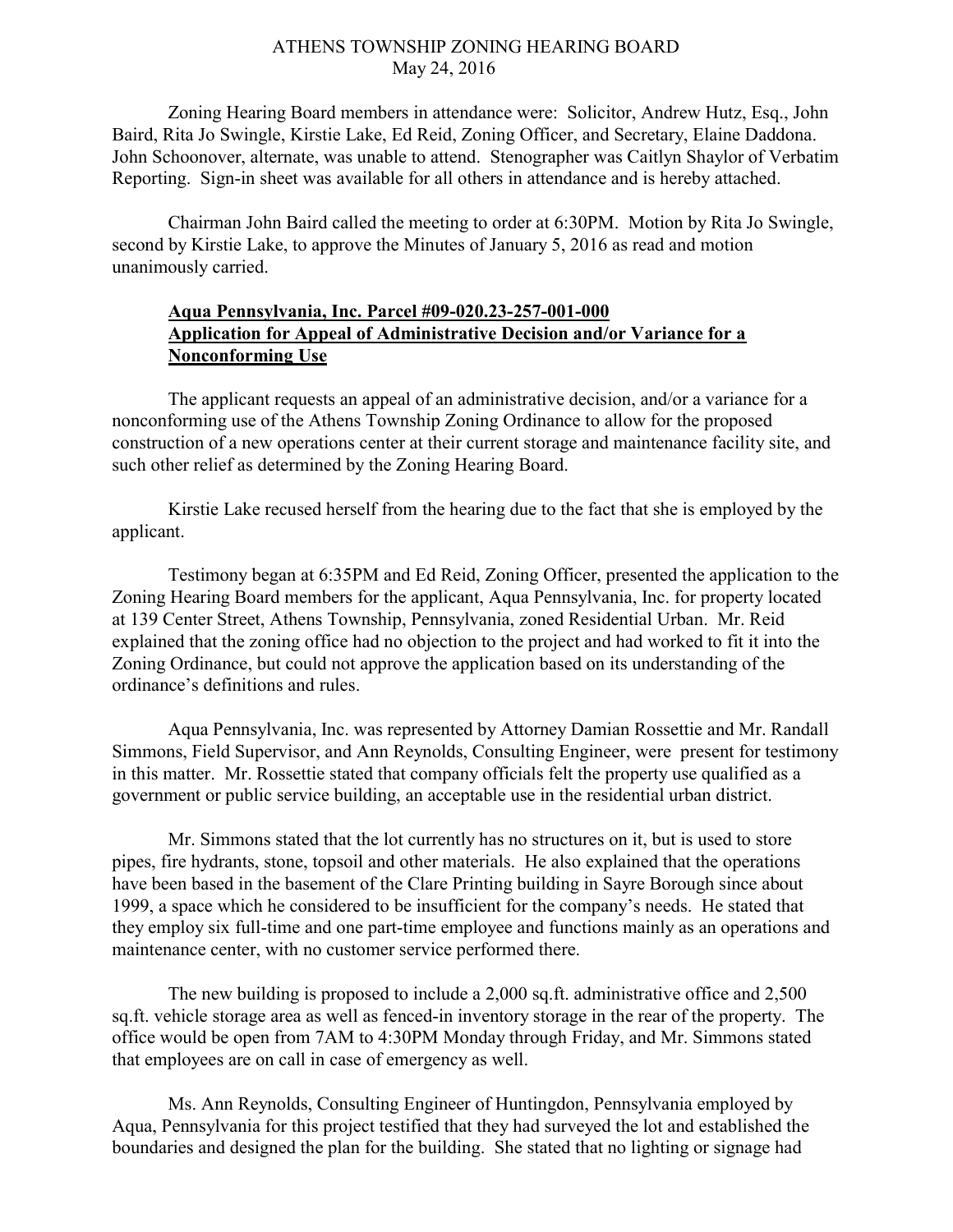# ATHENS TOWNSHIP ZONING HEARING BOARD
May 24, 2016

Zoning Hearing Board members in attendance were: Solicitor, Andrew Hutz, Esq., John Baird, Rita Jo Swingle, Kirstie Lake, Ed Reid, Zoning Officer, and Secretary, Elaine Daddona. John Schoonover, alternate, was unable to attend. Stenographer was Caitlyn Shaylor of Verbatim Reporting. Sign-in sheet was available for all others in attendance and is hereby attached.

Chairman John Baird called the meeting to order at 6:30PM. Motion by Rita Jo Swingle, second by Kirstie Lake, to approve the Minutes of January 5, 2016 as read and motion unanimously carried.

**Aqua Pennsylvania, Inc. Parcel #09-020.23-257-001-000**
**Application for Appeal of Administrative Decision and/or Variance for a Nonconforming Use**

The applicant requests an appeal of an administrative decision, and/or a variance for a nonconforming use of the Athens Township Zoning Ordinance to allow for the proposed construction of a new operations center at their current storage and maintenance facility site, and such other relief as determined by the Zoning Hearing Board.

Kirstie Lake recused herself from the hearing due to the fact that she is employed by the applicant.

Testimony began at 6:35PM and Ed Reid, Zoning Officer, presented the application to the Zoning Hearing Board members for the applicant, Aqua Pennsylvania, Inc. for property located at 139 Center Street, Athens Township, Pennsylvania, zoned Residential Urban. Mr. Reid explained that the zoning office had no objection to the project and had worked to fit it into the Zoning Ordinance, but could not approve the application based on its understanding of the ordinance's definitions and rules.

Aqua Pennsylvania, Inc. was represented by Attorney Damian Rossettie and Mr. Randall Simmons, Field Supervisor, and Ann Reynolds, Consulting Engineer, were present for testimony in this matter. Mr. Rossettie stated that company officials felt the property use qualified as a government or public service building, an acceptable use in the residential urban district.

Mr. Simmons stated that the lot currently has no structures on it, but is used to store pipes, fire hydrants, stone, topsoil and other materials. He also explained that the operations have been based in the basement of the Clare Printing building in Sayre Borough since about 1999, a space which he considered to be insufficient for the company's needs. He stated that they employ six full-time and one part-time employee and functions mainly as an operations and maintenance center, with no customer service performed there.

The new building is proposed to include a 2,000 sq.ft. administrative office and 2,500 sq.ft. vehicle storage area as well as fenced-in inventory storage in the rear of the property. The office would be open from 7AM to 4:30PM Monday through Friday, and Mr. Simmons stated that employees are on call in case of emergency as well.

Ms. Ann Reynolds, Consulting Engineer of Huntingdon, Pennsylvania employed by Aqua, Pennsylvania for this project testified that they had surveyed the lot and established the boundaries and designed the plan for the building. She stated that no lighting or signage had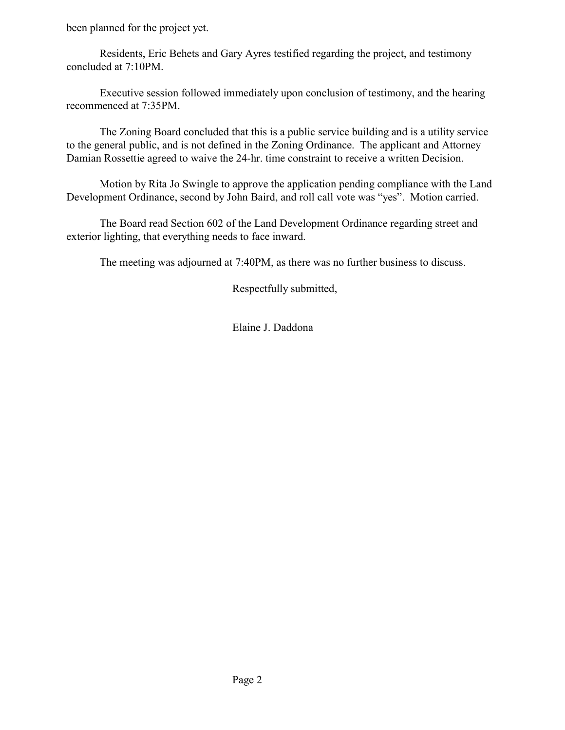been planned for the project yet.

Residents, Eric Behets and Gary Ayres testified regarding the project, and testimony concluded at 7:10PM.

Executive session followed immediately upon conclusion of testimony, and the hearing recommenced at 7:35PM.

The Zoning Board concluded that this is a public service building and is a utility service to the general public, and is not defined in the Zoning Ordinance. The applicant and Attorney Damian Rossettie agreed to waive the 24-hr. time constraint to receive a written Decision.

Motion by Rita Jo Swingle to approve the application pending compliance with the Land Development Ordinance, second by John Baird, and roll call vote was "yes". Motion carried.

The Board read Section 602 of the Land Development Ordinance regarding street and exterior lighting, that everything needs to face inward.

The meeting was adjourned at 7:40PM, as there was no further business to discuss.

Respectfully submitted,

Elaine J. Daddona